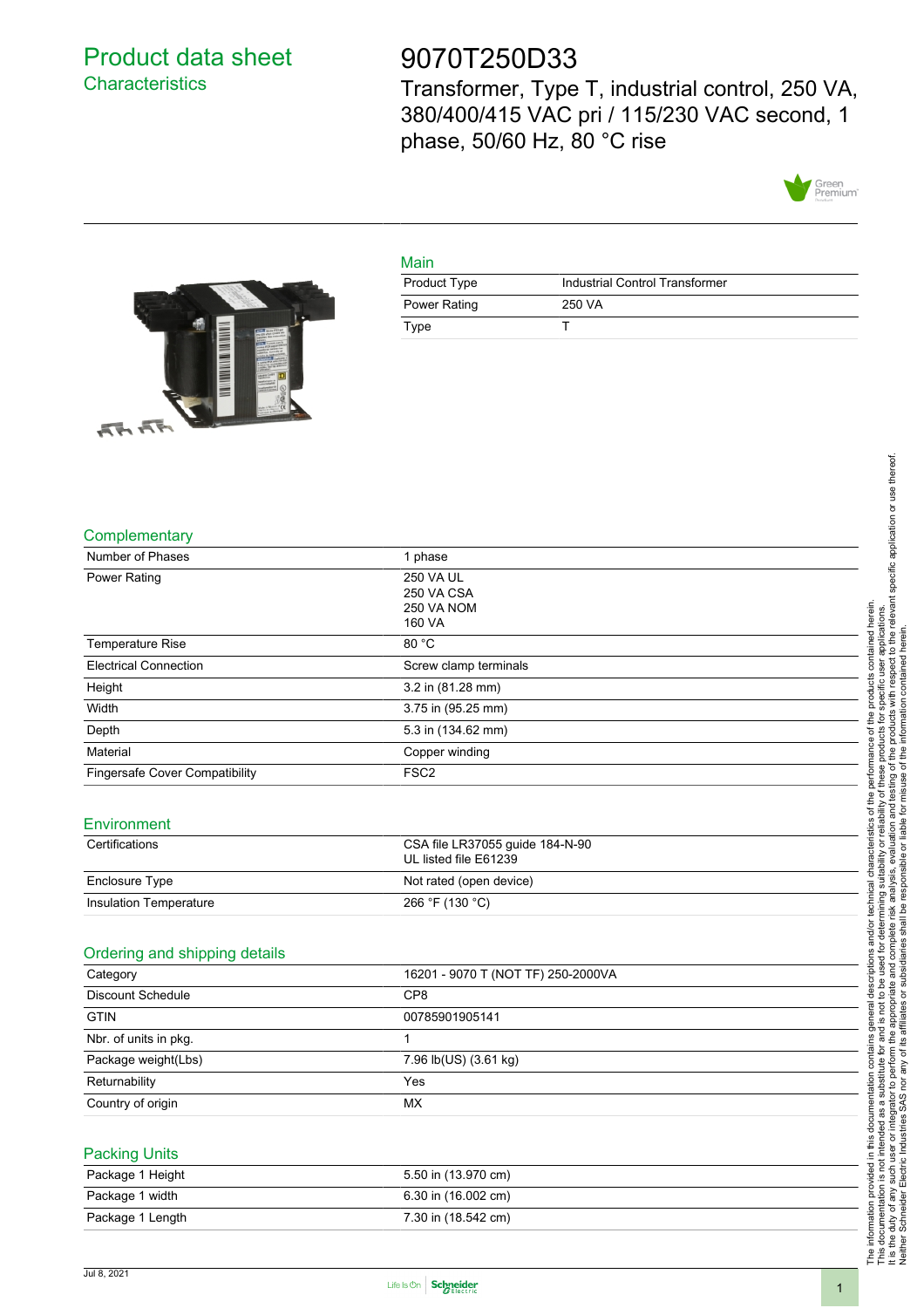# Product data sheet
## Characteristics

# 9070T250D33

Transformer, Type T, industrial control, 250 VA, 380/400/415 VAC pri / 115/230 VAC second, 1 phase, 50/60 Hz, 80 °C rise

### Main

| | |
|---|---|
| Product Type | Industrial Control Transformer |
| Power Rating | 250 VA |
| Type | T |

### Complementary

| | |
|---|---|
| Number of Phases | 1 phase |
| Power Rating | 250 VA UL<br>250 VA CSA<br>250 VA NOM<br>160 VA |
| Temperature Rise | 80 °C |
| Electrical Connection | Screw clamp terminals |
| Height | 3.2 in (81.28 mm) |
| Width | 3.75 in (95.25 mm) |
| Depth | 5.3 in (134.62 mm) |
| Material | Copper winding |
| Fingersafe Cover Compatibility | FSC2 |

### Environment

| | |
|---|---|
| Certifications | CSA file LR37055 guide 184-N-90<br>UL listed file E61239 |
| Enclosure Type | Not rated (open device) |
| Insulation Temperature | 266 °F (130 °C) |

### Ordering and shipping details

| | |
|---|---|
| Category | 16201 - 9070 T (NOT TF) 250-2000VA |
| Discount Schedule | CP8 |
| GTIN | 00785901905141 |
| Nbr. of units in pkg. | 1 |
| Package weight(Lbs) | 7.96 lb(US) (3.61 kg) |
| Returnability | Yes |
| Country of origin | MX |

### Packing Units

| | |
|---|---|
| Package 1 Height | 5.50 in (13.970 cm) |
| Package 1 width | 6.30 in (16.002 cm) |
| Package 1 Length | 7.30 in (18.542 cm) |

The information provided in this documentation contains general descriptions and/or technical characteristics of the performance of the products contained herein. This documentation is not intended as a substitute for and is not to be used for determining suitability or reliability of these products for specific user applications. It is the duty of any such user or integrator to perform the appropriate and complete risk analysis, evaluation and testing of the products with respect to the relevant specific application or use thereof. Neither Schneider Electric Industries SAS nor any of its affiliates or subsidiaries shall be responsible or liable for misuse of the information contained herein.

Jul 8, 2021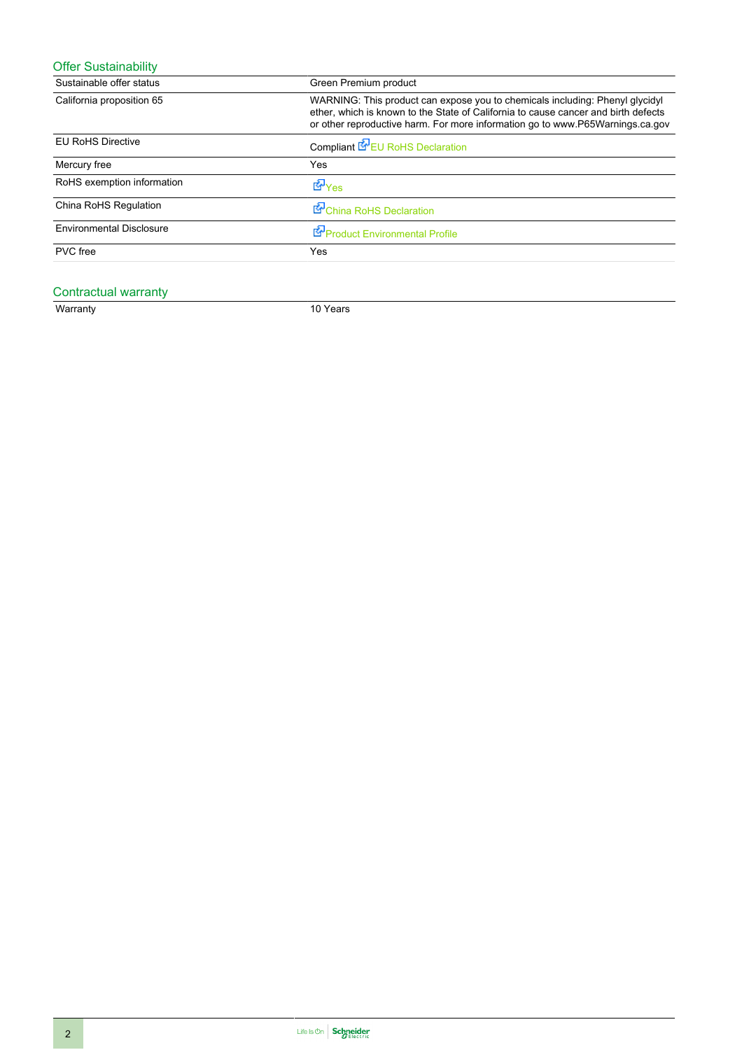## Offer Sustainability

| | |
|---|---|
| Sustainable offer status | Green Premium product |
| California proposition 65 | WARNING: This product can expose you to chemicals including: Phenyl glycidyl ether, which is known to the State of California to cause cancer and birth defects or other reproductive harm. For more information go to www.P65Warnings.ca.gov |
| EU RoHS Directive | Compliant EU RoHS Declaration |
| Mercury free | Yes |
| RoHS exemption information | Yes |
| China RoHS Regulation | China RoHS Declaration |
| Environmental Disclosure | Product Environmental Profile |
| PVC free | Yes |

## Contractual warranty

| | |
|---|---|
| Warranty | 10 Years |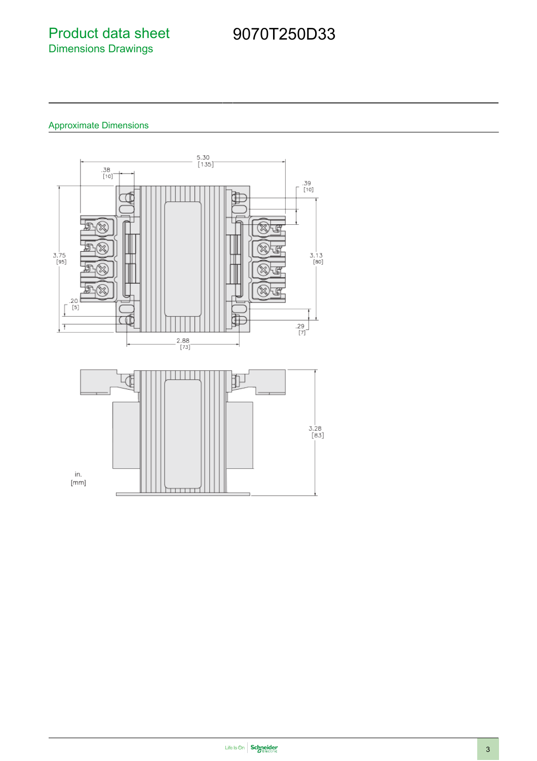# Product data sheet
## Dimensions Drawings

# 9070T250D33

### Approximate Dimensions

5.30 [135]

.38 [10]

.39 [10]

3.75 [95]

3.13 [80]

.20 [5]

.29 [7]

2.88 [73]

3.28 [83]

in. [mm]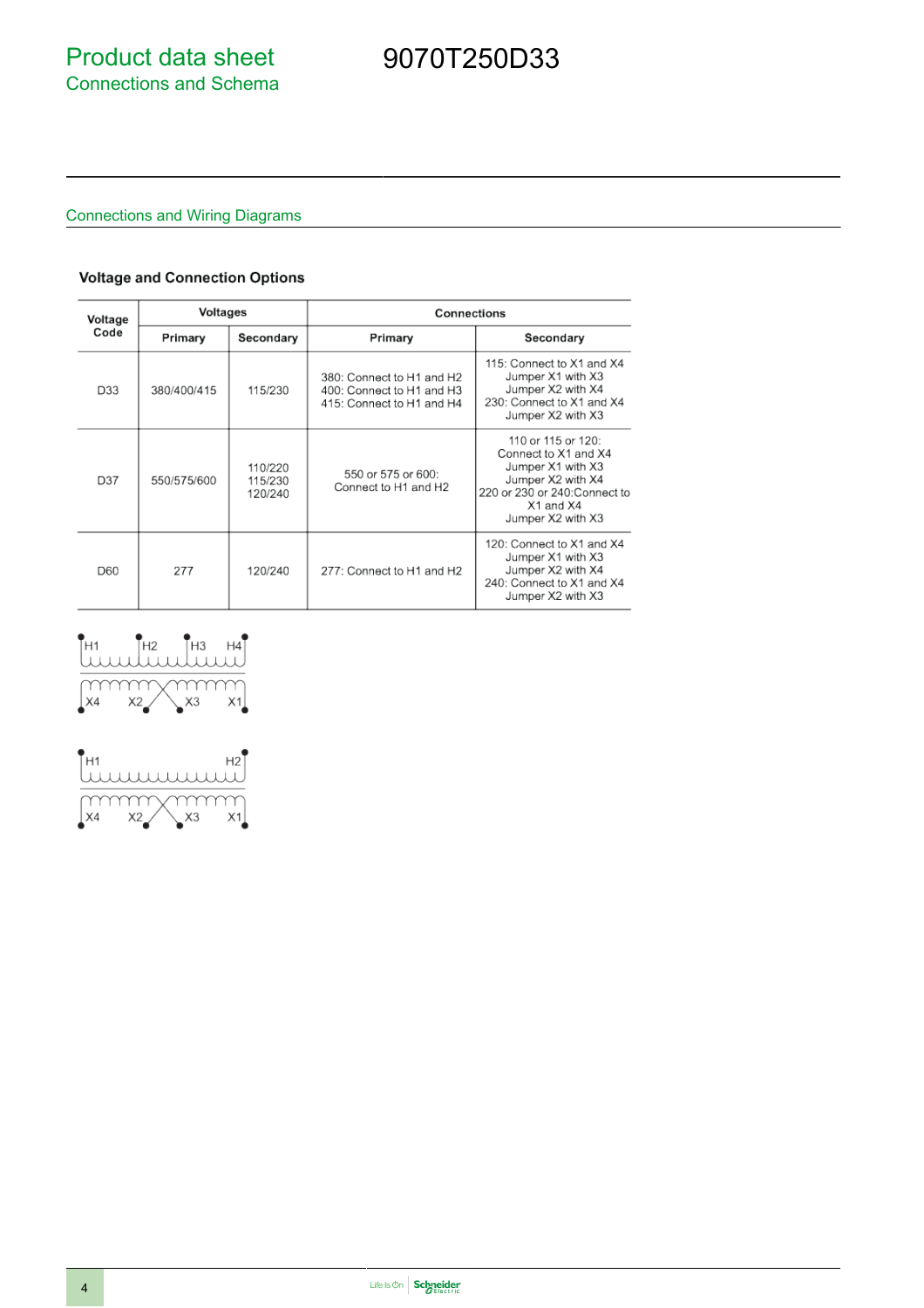# Product data sheet
## Connections and Schema

9070T250D33

### Connections and Wiring Diagrams

#### Voltage and Connection Options

| Voltage Code | Voltages | | Connections | |
|---|---|---|---|---|
| | Primary | Secondary | Primary | Secondary |
| D33 | 380/400/415 | 115/230 | 380: Connect to H1 and H2<br>400: Connect to H1 and H3<br>415: Connect to H1 and H4 | 115: Connect to X1 and X4<br>Jumper X1 with X3<br>Jumper X2 with X4<br>230: Connect to X1 and X4<br>Jumper X2 with X3 |
| D37 | 550/575/600 | 110/220<br>115/230<br>120/240 | 550 or 575 or 600:<br>Connect to H1 and H2 | 110 or 115 or 120:<br>Connect to X1 and X4<br>Jumper X1 with X3<br>Jumper X2 with X4<br>220 or 230 or 240:Connect to X1 and X4<br>Jumper X2 with X3 |
| D60 | 277 | 120/240 | 277: Connect to H1 and H2 | 120: Connect to X1 and X4<br>Jumper X1 with X3<br>Jumper X2 with X4<br>240: Connect to X1 and X4<br>Jumper X2 with X3 |

H1 H2 H3 H4

X4 X2 X3 X1

H1 H2

X4 X2 X3 X1